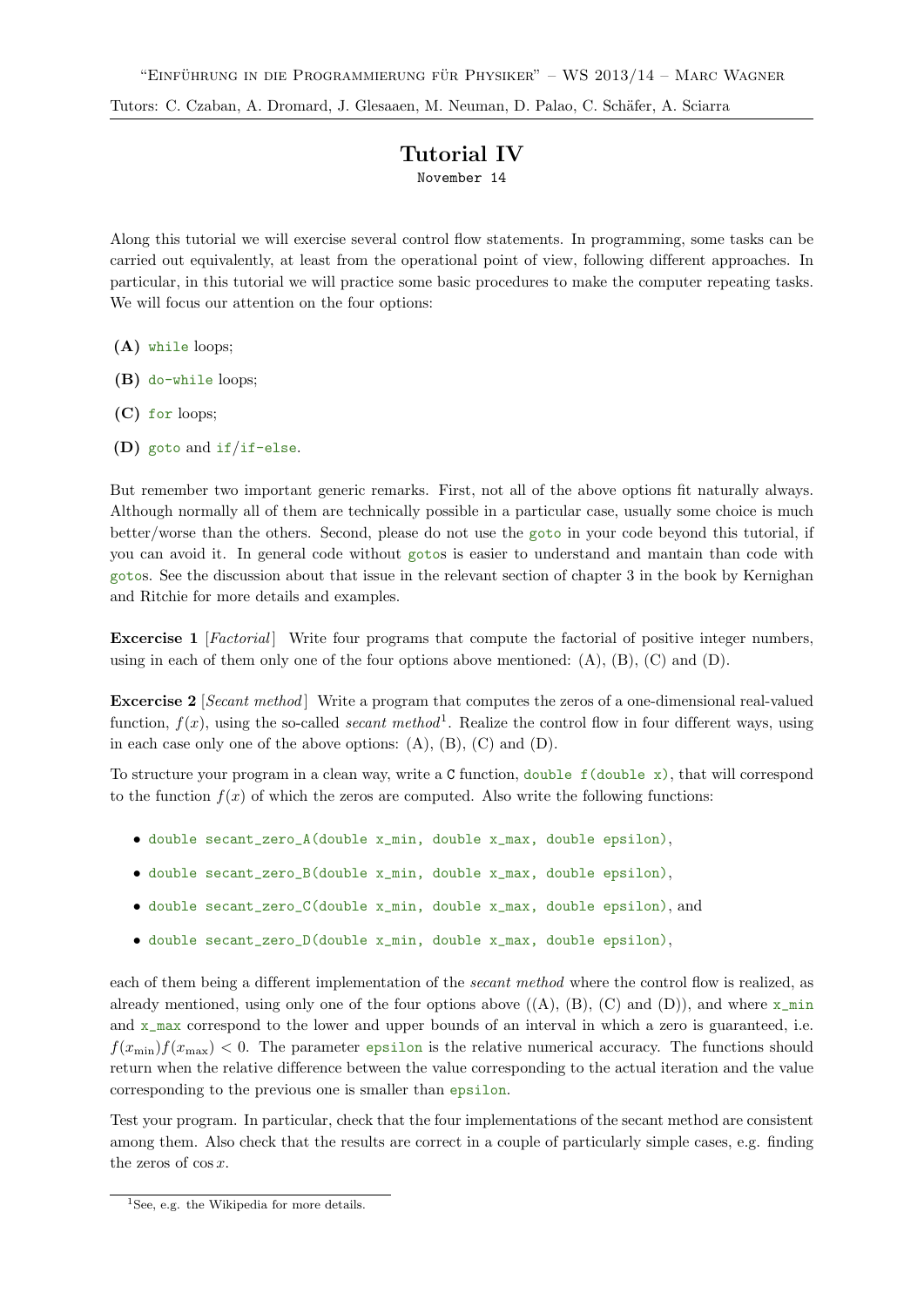# Tutorial IV

November 14

Along this tutorial we will exercise several control flow statements. In programming, some tasks can be carried out equivalently, at least from the operational point of view, following different approaches. In particular, in this tutorial we will practice some basic procedures to make the computer repeating tasks. We will focus our attention on the four options:

- **(A)** `while` loops;
- **(B)** `do-while` loops;
- **(C)** `for` loops;
- **(D)** `goto` and `if`/`if-else`.

But remember two important generic remarks. First, not all of the above options fit naturally always. Although normally all of them are technically possible in a particular case, usually some choice is much better/worse than the others. Second, please do not use the `goto` in your code beyond this tutorial, if you can avoid it. In general code without `goto`s is easier to understand and mantain than code with `goto`s. See the discussion about that issue in the relevant section of chapter 3 in the book by Kernighan and Ritchie for more details and examples.

**Excercise 1** [*Factorial*] Write four programs that compute the factorial of positive integer numbers, using in each of them only one of the four options above mentioned: (A), (B), (C) and (D).

**Excercise 2** [*Secant method*] Write a program that computes the zeros of a one-dimensional real-valued function, $f(x)$, using the so-called *secant method*[1]. Realize the control flow in four different ways, using in each case only one of the above options: (A), (B), (C) and (D).

To structure your program in a clean way, write a C function, `double f(double x)`, that will correspond to the function $f(x)$ of which the zeros are computed. Also write the following functions:

- `double secant_zero_A(double x_min, double x_max, double epsilon)`,
- `double secant_zero_B(double x_min, double x_max, double epsilon)`,
- `double secant_zero_C(double x_min, double x_max, double epsilon)`, and
- `double secant_zero_D(double x_min, double x_max, double epsilon)`,

each of them being a different implementation of the *secant method* where the control flow is realized, as already mentioned, using only one of the four options above ((A), (B), (C) and (D)), and where `x_min` and `x_max` correspond to the lower and upper bounds of an interval in which a zero is guaranteed, i.e. $f(x_{\min})f(x_{\max}) < 0$. The parameter `epsilon` is the relative numerical accuracy. The functions should return when the relative difference between the value corresponding to the actual iteration and the value corresponding to the previous one is smaller than `epsilon`.

Test your program. In particular, check that the four implementations of the secant method are consistent among them. Also check that the results are correct in a couple of particularly simple cases, e.g. finding the zeros of $\cos x$.

---

[1] See, e.g. the Wikipedia for more details.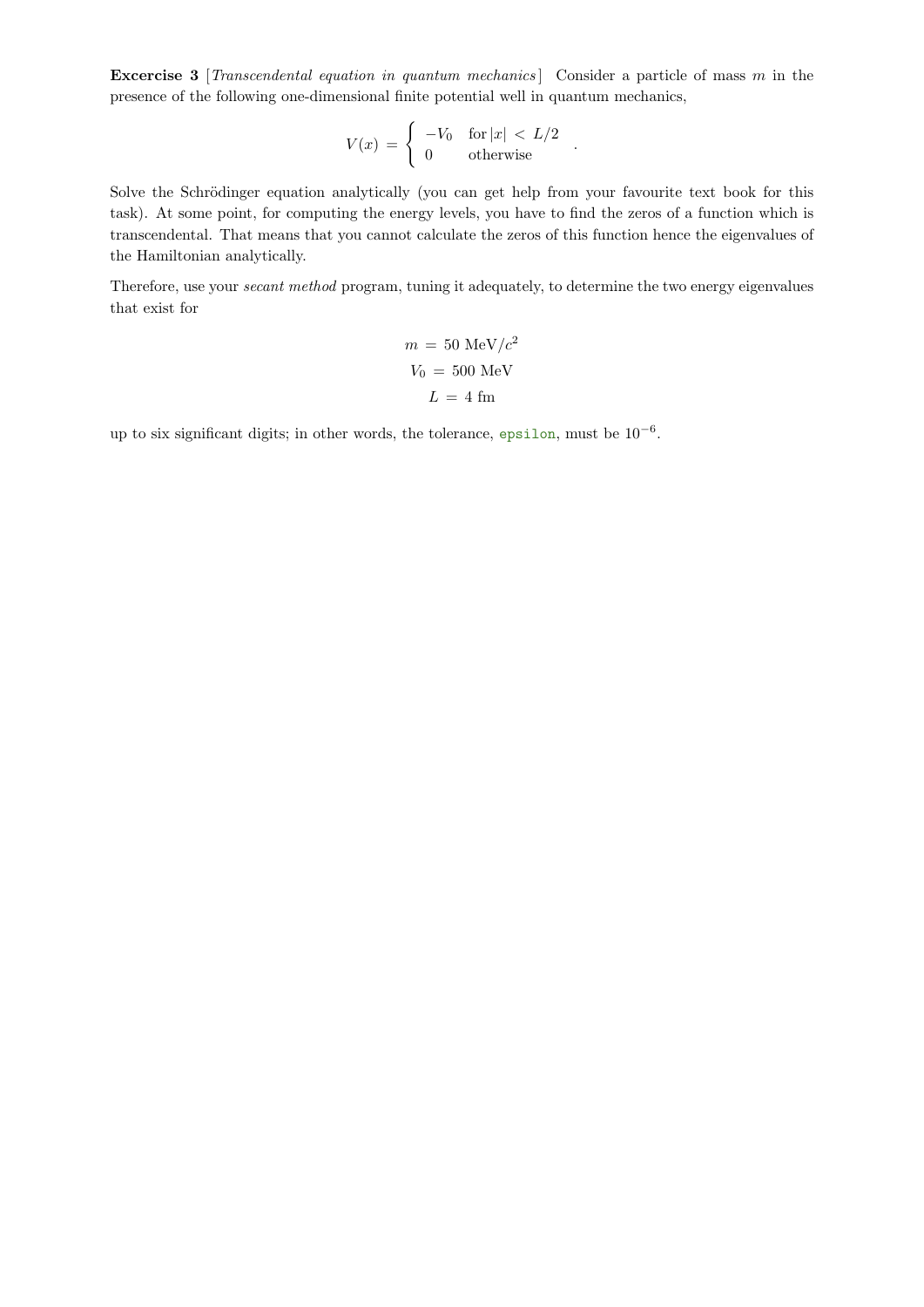**Excercise 3** [*Transcendental equation in quantum mechanics*] Consider a particle of mass $m$ in the presence of the following one-dimensional finite potential well in quantum mechanics,

$$V(x) = \begin{cases} -V_0 & \text{for } |x| < L/2 \\ 0 & \text{otherwise} \end{cases} .$$

Solve the Schrödinger equation analytically (you can get help from your favourite text book for this task). At some point, for computing the energy levels, you have to find the zeros of a function which is transcendental. That means that you cannot calculate the zeros of this function hence the eigenvalues of the Hamiltonian analytically.

Therefore, use your *secant method* program, tuning it adequately, to determine the two energy eigenvalues that exist for

$$m = 50 \text{ MeV}/c^2$$
$$V_0 = 500 \text{ MeV}$$
$$L = 4 \text{ fm}$$

up to six significant digits; in other words, the tolerance, `epsilon`, must be $10^{-6}$.